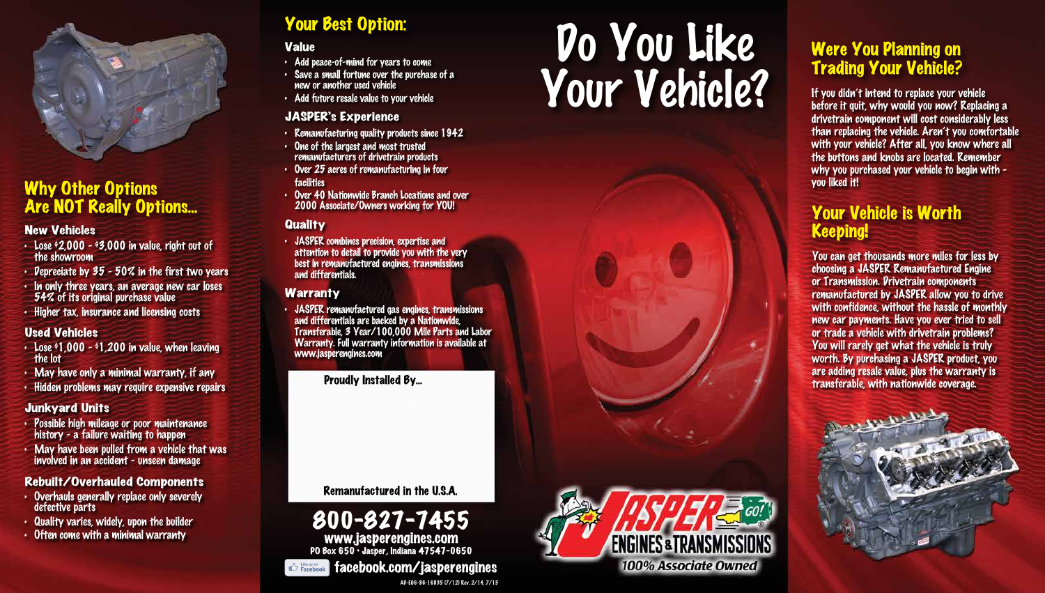## Why Other Options Are NOT Really Options...

### New Vehicles

- Lose $2,000 - $3,000 in value, right out of the showroom
- Depreciate by 35 - 50% in the first two years
- In only three years, an average new car loses 54% of its original purchase value
- Higher tax, insurance and licensing costs

### Used Vehicles

- Lose $1,000 - $1,200 in value, when leaving the lot
- May have only a minimal warranty, if any
- Hidden problems may require expensive repairs

### Junkyard Units

- Possible high mileage or poor maintenance history - a failure waiting to happen
- May have been pulled from a vehicle that was involved in an accident - unseen damage

### Rebuilt/Overhauled Components

- Overhauls generally replace only severely defective parts
- Quality varies, widely, upon the builder
- Often come with a minimal warranty

## Your Best Option:

### Value

- Add peace-of-mind for years to come
- Save a small fortune over the purchase of a new or another used vehicle
- Add future resale value to your vehicle

### JASPER's Experience

- Remanufacturing quality products since 1942
- One of the largest and most trusted remanufacturers of drivetrain products
- Over 25 acres of remanufacturing in four facilities
- Over 40 Nationwide Branch Locations and over 2000 Associate/Owners working for YOU!

### Quality

- JASPER combines precision, expertise and attention to detail to provide you with the very best in remanufactured engines, transmissions and differentials.

### Warranty

- JASPER remanufactured gas engines, transmissions and differentials are backed by a Nationwide, Transferable, 3 Year/100,000 Mile Parts and Labor Warranty. Full warranty information is available at www.jasperengines.com

Proudly Installed By...

Remanufactured in the U.S.A.

**800-827-7455**

www.jasperengines.com

PO Box 650 • Jasper, Indiana 47547-0650

Like us on Facebook **facebook.com/jasperengines**

AP-E06-86-16835 (7/12) Rev. 2/14, 7/15

# Do You Like Your Vehicle?

JASPER ENGINES & TRANSMISSIONS GO!

*100% Associate Owned*

## Were You Planning on Trading Your Vehicle?

If you didn't intend to replace your vehicle before it quit, why would you now? Replacing a drivetrain component will cost considerably less than replacing the vehicle. Aren't you comfortable with your vehicle? After all, you know where all the buttons and knobs are located. Remember why you purchased your vehicle to begin with - you liked it!

## Your Vehicle is Worth Keeping!

You can get thousands more miles for less by choosing a JASPER Remanufactured Engine or Transmission. Drivetrain components remanufactured by JASPER allow you to drive with confidence, without the hassle of monthly new car payments. Have you ever tried to sell or trade a vehicle with drivetrain problems? You will rarely get what the vehicle is truly worth. By purchasing a JASPER product, you are adding resale value, plus the warranty is transferable, with nationwide coverage.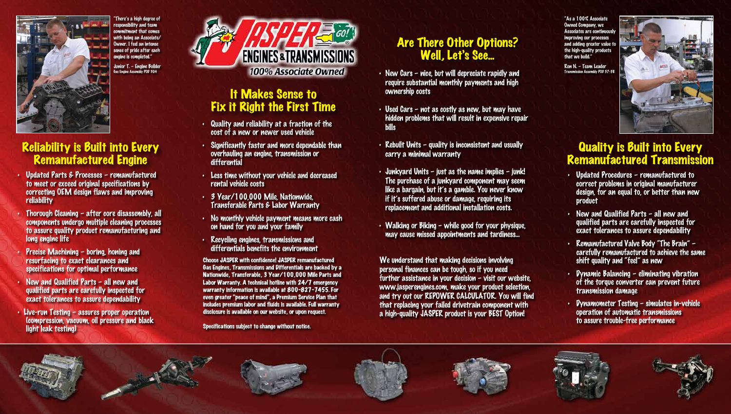"There's a high degree of responsibility and team commitment that comes with being an Associate/ Owner. I feel an intense sense of pride after each engine is completed."

Junior T. - Engine Builder
Gas Engine Assembly POD 504

## Reliability is Built into Every Remanufactured Engine

- Updated Parts & Processes - remanufactured to meet or exceed original specifications by correcting OEM design flaws and improving reliability
- Thorough Cleaning - after core disassembly, all components undergo multiple cleaning processes to assure quality product remanufacturing and long engine life
- Precise Machining - boring, honing and resurfacing to exact clearances and specifications for optimal performance
- New and Qualified Parts - all new and qualified parts are carefully inspected for exact tolerances to assure dependability
- Live-run Testing - assures proper operation (compression, vacuum, oil pressure and black light leak testing)

JASPER ENGINES & TRANSMISSIONS GO!

*100% Associate Owned*

## It Makes Sense to Fix it Right the First Time

- Quality and reliability at a fraction of the cost of a new or newer used vehicle
- Significantly faster and more dependable than overhauling an engine, transmission or differential
- Less time without your vehicle and decreased rental vehicle costs
- 3 Year/100,000 Mile, Nationwide, Transferable Parts & Labor Warranty
- No monthly vehicle payment means more cash on hand for you and your family
- Recycling engines, transmissions and differentials benefits the environment

**Choose JASPER with confidence! JASPER remanufactured Gas Engines, Transmissions and Differentials are backed by a Nationwide, Transferable, 3 Year/100,000 Mile Parts and Labor Warranty. A technical hotline with 24/7 emergency warranty information is available at 800-827-7455. For even greater "peace of mind", a Premium Service Plan that includes premium labor and fluids is available. Full warranty disclosure is available on our website, or upon request.**

**Specifications subject to change without notice.**

## Are There Other Options? Well, Let's See...

- New Cars - nice, but will depreciate rapidly and require substantial monthly payments and high ownership costs
- Used Cars - not as costly as new, but may have hidden problems that will result in expensive repair bills
- Rebuilt Units - quality is inconsistent and usually carry a minimal warranty
- Junkyard Units - just as the name implies - junk! The purchase of a junkyard component may seem like a bargain, but it's a gamble. You never know if it's suffered abuse or damage, requiring its replacement and additional installation costs.
- Walking or Biking - while good for your physique, may cause missed appointments and tardiness...

We understand that making decisions involving personal finances can be tough, so if you need further assistance in your decision - visit our website, www.jasperengines.com, make your product selection, and try out our REPOWER CALCULATOR. You will find that replacing your failed drivetrain component with a high-quality JASPER product is your BEST Option!

"As a 100% Associate Owned Company, we Associates are continuously improving our processes and adding greater value to the high-quality products that we build."

Ron N. - Team Leader
Transmission Assembly POD 57-58

## Quality is Built into Every Remanufactured Transmission

- Updated Procedures - remanufactured to correct problems in original manufacturer design, for an equal to, or better than new product
- New and Qualified Parts - all new and qualified parts are carefully inspected for exact tolerances to assure dependability
- Remanufactured Valve Body "The Brain" - carefully remanufactured to achieve the same shift quality and "feel" as new
- Dynamic Balancing - eliminating vibration of the torque converter can prevent future transmission damage
- Dynamometer Testing - simulates in-vehicle operation of automatic transmissions to assure trouble-free performance